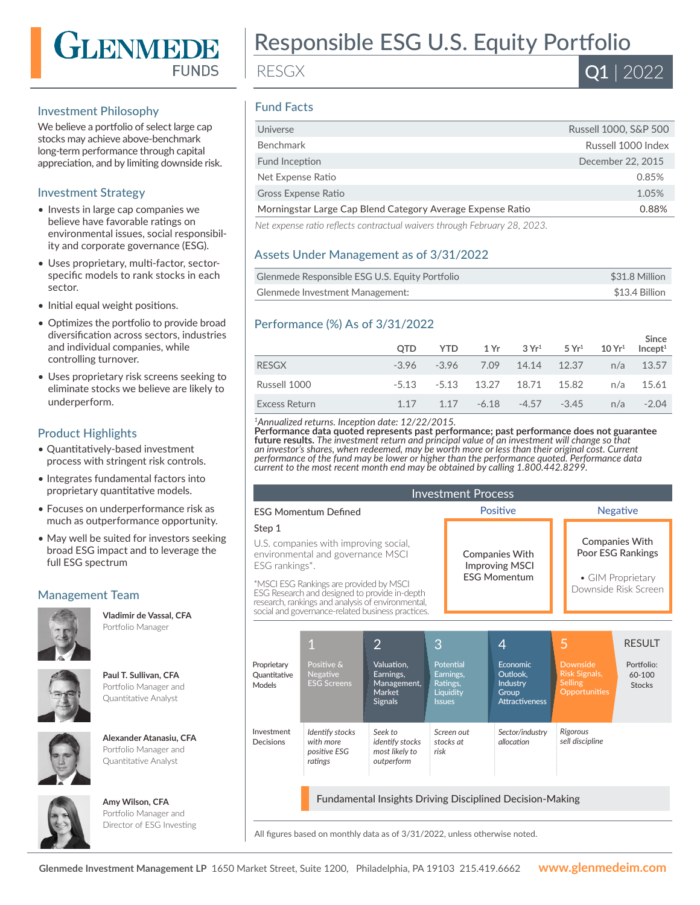# GLENMEDE FUNDS

# Responsible ESG U.S. Equity Portfolio

RESGX

**Q1** | 2022

## Investment Philosophy

We believe a portfolio of select large cap stocks may achieve above-benchmark long-term performance through capital appreciation, and by limiting downside risk.

## Investment Strategy

- Invests in large cap companies we believe have favorable ratings on environmental issues, social responsibility and corporate governance (ESG).
- Uses proprietary, multi-factor, sector-specific models to rank stocks in each sector.
- Initial equal weight positions.
- Optimizes the portfolio to provide broad diversification across sectors, industries and individual companies, while controlling turnover.
- Uses proprietary risk screens seeking to eliminate stocks we believe are likely to underperform.

## Product Highlights

- Quantitatively-based investment process with stringent risk controls.
- Integrates fundamental factors into proprietary quantitative models.
- Focuses on underperformance risk as much as outperformance opportunity.
- May well be suited for investors seeking broad ESG impact and to leverage the full ESG spectrum

## Management Team

**Vladimir de Vassal, CFA**
Portfolio Manager

**Paul T. Sullivan, CFA**
Portfolio Manager and Quantitative Analyst

**Alexander Atanasiu, CFA**
Portfolio Manager and Quantitative Analyst

**Amy Wilson, CFA**
Portfolio Manager and Director of ESG Investing

## Fund Facts

| | |
|---|---|
| Universe | Russell 1000, S&P 500 |
| Benchmark | Russell 1000 Index |
| Fund Inception | December 22, 2015 |
| Net Expense Ratio | 0.85% |
| Gross Expense Ratio | 1.05% |
| Morningstar Large Cap Blend Category Average Expense Ratio | 0.88% |

*Net expense ratio reflects contractual waivers through February 28, 2023.*

## Assets Under Management as of 3/31/2022

| | |
|---|---|
| Glenmede Responsible ESG U.S. Equity Portfolio | $31.8 Million |
| Glenmede Investment Management: | $13.4 Billion |

## Performance (%) As of 3/31/2022

| | QTD | YTD | 1 Yr | 3 Yr[1] | 5 Yr[1] | 10 Yr[1] | Since Incept[1] |
|---|---|---|---|---|---|---|---|
| RESGX | -3.96 | -3.96 | 7.09 | 14.14 | 12.37 | n/a | 13.57 |
| Russell 1000 | -5.13 | -5.13 | 13.27 | 18.71 | 15.82 | n/a | 15.61 |
| Excess Return | 1.17 | 1.17 | -6.18 | -4.57 | -3.45 | n/a | -2.04 |

[1]*Annualized returns. Inception date: 12/22/2015.*
**Performance data quoted represents past performance; past performance does not guarantee future results.** *The investment return and principal value of an investment will change so that an investor's shares, when redeemed, may be worth more or less than their original cost. Current performance of the fund may be lower or higher than the performance quoted. Performance data current to the most recent month end may be obtained by calling 1.800.442.8299.*

## Investment Process

**ESG Momentum Defined**

Step 1

U.S. companies with improving social, environmental and governance MSCI ESG rankings*.

*MSCI ESG Rankings are provided by MSCI ESG Research and designed to provide in-depth research, rankings and analysis of environmental, social and governance-related business practices.

| Positive | Negative |
|---|---|
| Companies With Improving MSCI ESG Momentum | Companies With Poor ESG Rankings<br>• GIM Proprietary Downside Risk Screen |

| | 1 | 2 | 3 | 4 | 5 | RESULT |
|---|---|---|---|---|---|---|
| Proprietary Quantitative Models | Positive & Negative ESG Screens | Valuation, Earnings, Management, Market Signals | Potential Earnings, Ratings, Liquidity Issues | Economic Outlook, Industry Group Attractiveness | Downside Risk Signals, Selling Opportunities | Portfolio: 60-100 Stocks |
| Investment Decisions | *Identify stocks with more positive ESG ratings* | *Seek to identify stocks most likely to outperform* | *Screen out stocks at risk* | *Sector/industry allocation* | *Rigorous sell discipline* | |

Fundamental Insights Driving Disciplined Decision-Making

All figures based on monthly data as of 3/31/2022, unless otherwise noted.

**Glenmede Investment Management LP** 1650 Market Street, Suite 1200, Philadelphia, PA 19103 215.419.6662 **www.glenmedeim.com**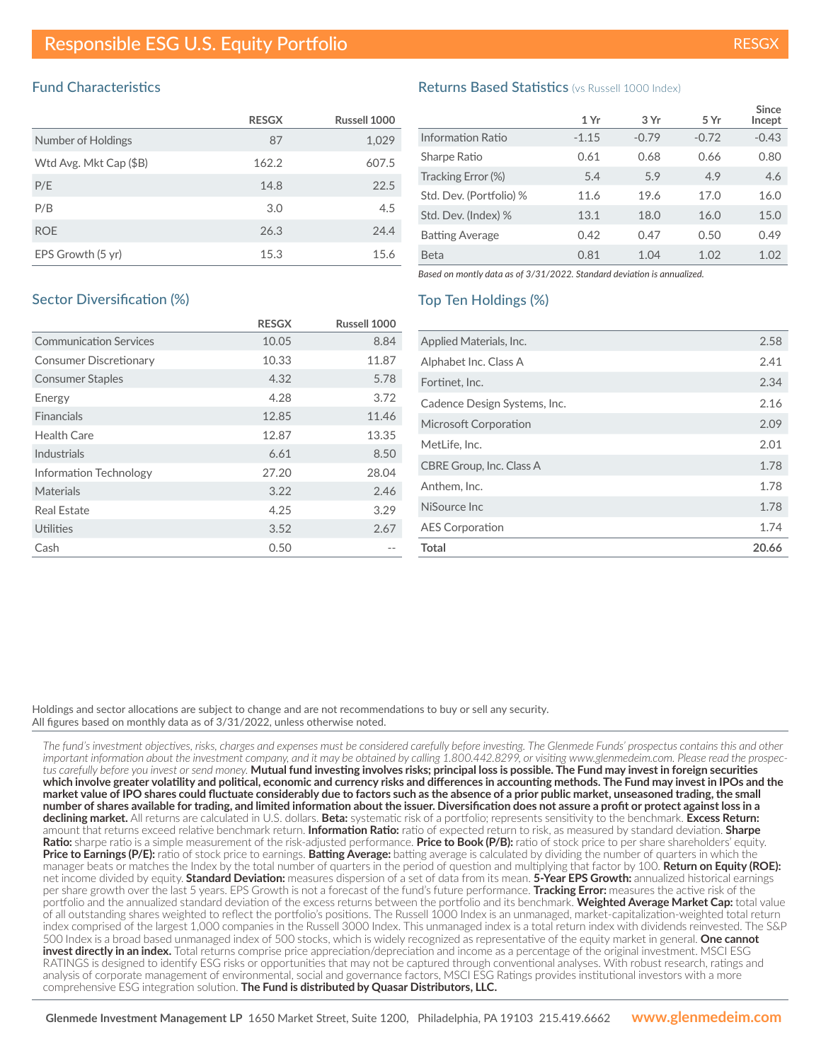# Responsible ESG U.S. Equity Portfolio

RESGX

## Fund Characteristics

| | RESGX | Russell 1000 |
|---|---|---|
| Number of Holdings | 87 | 1,029 |
| Wtd Avg. Mkt Cap ($B) | 162.2 | 607.5 |
| P/E | 14.8 | 22.5 |
| P/B | 3.0 | 4.5 |
| ROE | 26.3 | 24.4 |
| EPS Growth (5 yr) | 15.3 | 15.6 |

## Sector Diversification (%)

| | RESGX | Russell 1000 |
|---|---|---|
| Communication Services | 10.05 | 8.84 |
| Consumer Discretionary | 10.33 | 11.87 |
| Consumer Staples | 4.32 | 5.78 |
| Energy | 4.28 | 3.72 |
| Financials | 12.85 | 11.46 |
| Health Care | 12.87 | 13.35 |
| Industrials | 6.61 | 8.50 |
| Information Technology | 27.20 | 28.04 |
| Materials | 3.22 | 2.46 |
| Real Estate | 4.25 | 3.29 |
| Utilities | 3.52 | 2.67 |
| Cash | 0.50 | -- |

## Returns Based Statistics (vs Russell 1000 Index)

| | 1 Yr | 3 Yr | 5 Yr | Since Incept |
|---|---|---|---|---|
| Information Ratio | -1.15 | -0.79 | -0.72 | -0.43 |
| Sharpe Ratio | 0.61 | 0.68 | 0.66 | 0.80 |
| Tracking Error (%) | 5.4 | 5.9 | 4.9 | 4.6 |
| Std. Dev. (Portfolio) % | 11.6 | 19.6 | 17.0 | 16.0 |
| Std. Dev. (Index) % | 13.1 | 18.0 | 16.0 | 15.0 |
| Batting Average | 0.42 | 0.47 | 0.50 | 0.49 |
| Beta | 0.81 | 1.04 | 1.02 | 1.02 |

*Based on montly data as of 3/31/2022. Standard deviation is annualized.*

## Top Ten Holdings (%)

| | |
|---|---|
| Applied Materials, Inc. | 2.58 |
| Alphabet Inc. Class A | 2.41 |
| Fortinet, Inc. | 2.34 |
| Cadence Design Systems, Inc. | 2.16 |
| Microsoft Corporation | 2.09 |
| MetLife, Inc. | 2.01 |
| CBRE Group, Inc. Class A | 1.78 |
| Anthem, Inc. | 1.78 |
| NiSource Inc | 1.78 |
| AES Corporation | 1.74 |
| **Total** | **20.66** |

Holdings and sector allocations are subject to change and are not recommendations to buy or sell any security.
All figures based on monthly data as of 3/31/2022, unless otherwise noted.

*The fund's investment objectives, risks, charges and expenses must be considered carefully before investing. The Glenmede Funds' prospectus contains this and other important information about the investment company, and it may be obtained by calling 1.800.442.8299, or visiting www.glenmedeim.com. Please read the prospectus carefully before you invest or send money.* **Mutual fund investing involves risks; principal loss is possible. The Fund may invest in foreign securities which involve greater volatility and political, economic and currency risks and differences in accounting methods. The Fund may invest in IPOs and the market value of IPO shares could fluctuate considerably due to factors such as the absence of a prior public market, unseasoned trading, the small number of shares available for trading, and limited information about the issuer. Diversification does not assure a profit or protect against loss in a declining market.** All returns are calculated in U.S. dollars. **Beta:** systematic risk of a portfolio; represents sensitivity to the benchmark. **Excess Return:** amount that returns exceed relative benchmark return. **Information Ratio:** ratio of expected return to risk, as measured by standard deviation. **Sharpe Ratio:** sharpe ratio is a simple measurement of the risk-adjusted performance. **Price to Book (P/B):** ratio of stock price to per share shareholders' equity. **Price to Earnings (P/E):** ratio of stock price to earnings. **Batting Average:** batting average is calculated by dividing the number of quarters in which the manager beats or matches the Index by the total number of quarters in the period of question and multiplying that factor by 100. **Return on Equity (ROE):** net income divided by equity. **Standard Deviation:** measures dispersion of a set of data from its mean. **5-Year EPS Growth:** annualized historical earnings per share growth over the last 5 years. EPS Growth is not a forecast of the fund's future performance. **Tracking Error:** measures the active risk of the portfolio and the annualized standard deviation of the excess returns between the portfolio and its benchmark. **Weighted Average Market Cap:** total value of all outstanding shares weighted to reflect the portfolio's positions. The Russell 1000 Index is an unmanaged, market-capitalization-weighted total return index comprised of the largest 1,000 companies in the Russell 3000 Index. This unmanaged index is a total return index with dividends reinvested. The S&P 500 Index is a broad based unmanaged index of 500 stocks, which is widely recognized as representative of the equity market in general. **One cannot invest directly in an index.** Total returns comprise price appreciation/depreciation and income as a percentage of the original investment. MSCI ESG RATINGS is designed to identify ESG risks or opportunities that may not be captured through conventional analyses. With robust research, ratings and analysis of corporate management of environmental, social and governance factors, MSCI ESG Ratings provides institutional investors with a more comprehensive ESG integration solution. **The Fund is distributed by Quasar Distributors, LLC.**

**Glenmede Investment Management LP** 1650 Market Street, Suite 1200, Philadelphia, PA 19103 215.419.6662 **www.glenmedeim.com**